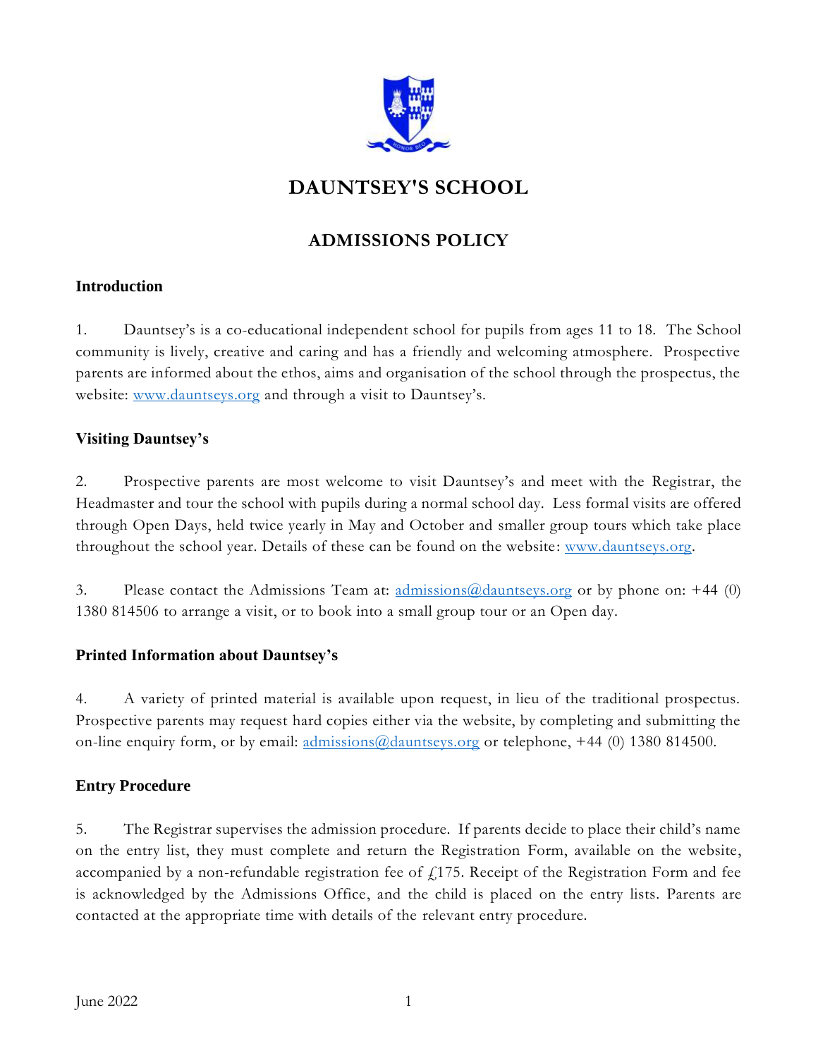# DAUNTSEY'S SCHOOL

## ADMISSIONS POLICY

### Introduction

1. Dauntsey's is a co-educational independent school for pupils from ages 11 to 18. The School community is lively, creative and caring and has a friendly and welcoming atmosphere. Prospective parents are informed about the ethos, aims and organisation of the school through the prospectus, the website: www.dauntseys.org and through a visit to Dauntsey's.

### Visiting Dauntsey's

2. Prospective parents are most welcome to visit Dauntsey's and meet with the Registrar, the Headmaster and tour the school with pupils during a normal school day. Less formal visits are offered through Open Days, held twice yearly in May and October and smaller group tours which take place throughout the school year. Details of these can be found on the website: www.dauntseys.org.

3. Please contact the Admissions Team at: admissions@dauntseys.org or by phone on: +44 (0) 1380 814506 to arrange a visit, or to book into a small group tour or an Open day.

### Printed Information about Dauntsey's

4. A variety of printed material is available upon request, in lieu of the traditional prospectus. Prospective parents may request hard copies either via the website, by completing and submitting the on-line enquiry form, or by email: admissions@dauntseys.org or telephone, +44 (0) 1380 814500.

### Entry Procedure

5. The Registrar supervises the admission procedure. If parents decide to place their child's name on the entry list, they must complete and return the Registration Form, available on the website, accompanied by a non-refundable registration fee of £175. Receipt of the Registration Form and fee is acknowledged by the Admissions Office, and the child is placed on the entry lists. Parents are contacted at the appropriate time with details of the relevant entry procedure.

June 2022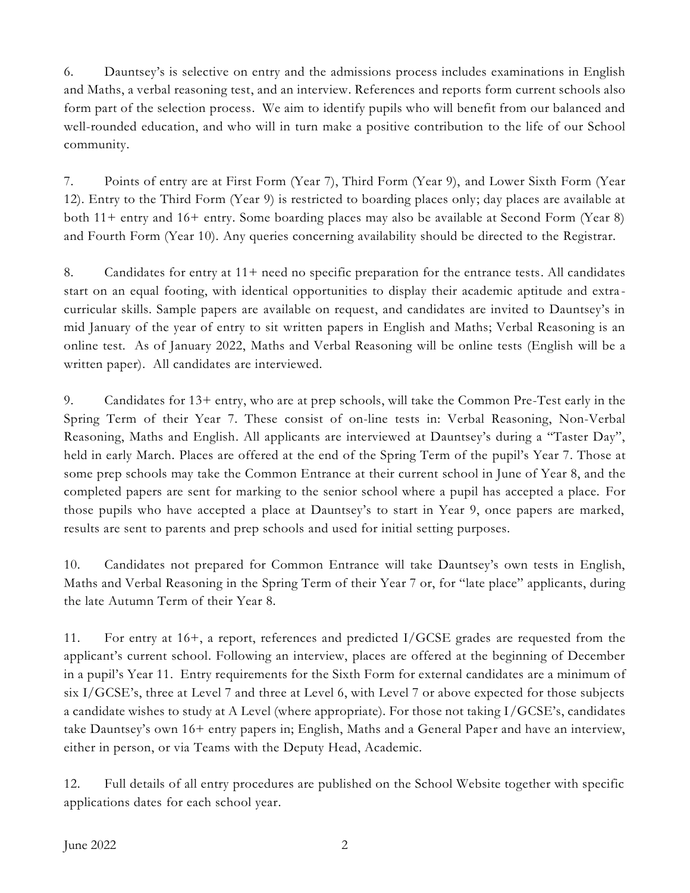6. Dauntsey's is selective on entry and the admissions process includes examinations in English and Maths, a verbal reasoning test, and an interview. References and reports form current schools also form part of the selection process. We aim to identify pupils who will benefit from our balanced and well-rounded education, and who will in turn make a positive contribution to the life of our School community.

7. Points of entry are at First Form (Year 7), Third Form (Year 9), and Lower Sixth Form (Year 12). Entry to the Third Form (Year 9) is restricted to boarding places only; day places are available at both 11+ entry and 16+ entry. Some boarding places may also be available at Second Form (Year 8) and Fourth Form (Year 10). Any queries concerning availability should be directed to the Registrar.

8. Candidates for entry at 11+ need no specific preparation for the entrance tests. All candidates start on an equal footing, with identical opportunities to display their academic aptitude and extra-curricular skills. Sample papers are available on request, and candidates are invited to Dauntsey's in mid January of the year of entry to sit written papers in English and Maths; Verbal Reasoning is an online test. As of January 2022, Maths and Verbal Reasoning will be online tests (English will be a written paper). All candidates are interviewed.

9. Candidates for 13+ entry, who are at prep schools, will take the Common Pre-Test early in the Spring Term of their Year 7. These consist of on-line tests in: Verbal Reasoning, Non-Verbal Reasoning, Maths and English. All applicants are interviewed at Dauntsey's during a "Taster Day", held in early March. Places are offered at the end of the Spring Term of the pupil's Year 7. Those at some prep schools may take the Common Entrance at their current school in June of Year 8, and the completed papers are sent for marking to the senior school where a pupil has accepted a place. For those pupils who have accepted a place at Dauntsey's to start in Year 9, once papers are marked, results are sent to parents and prep schools and used for initial setting purposes.

10. Candidates not prepared for Common Entrance will take Dauntsey's own tests in English, Maths and Verbal Reasoning in the Spring Term of their Year 7 or, for "late place" applicants, during the late Autumn Term of their Year 8.

11. For entry at 16+, a report, references and predicted I/GCSE grades are requested from the applicant's current school. Following an interview, places are offered at the beginning of December in a pupil's Year 11. Entry requirements for the Sixth Form for external candidates are a minimum of six I/GCSE's, three at Level 7 and three at Level 6, with Level 7 or above expected for those subjects a candidate wishes to study at A Level (where appropriate). For those not taking I/GCSE's, candidates take Dauntsey's own 16+ entry papers in; English, Maths and a General Paper and have an interview, either in person, or via Teams with the Deputy Head, Academic.

12. Full details of all entry procedures are published on the School Website together with specific applications dates for each school year.

June 2022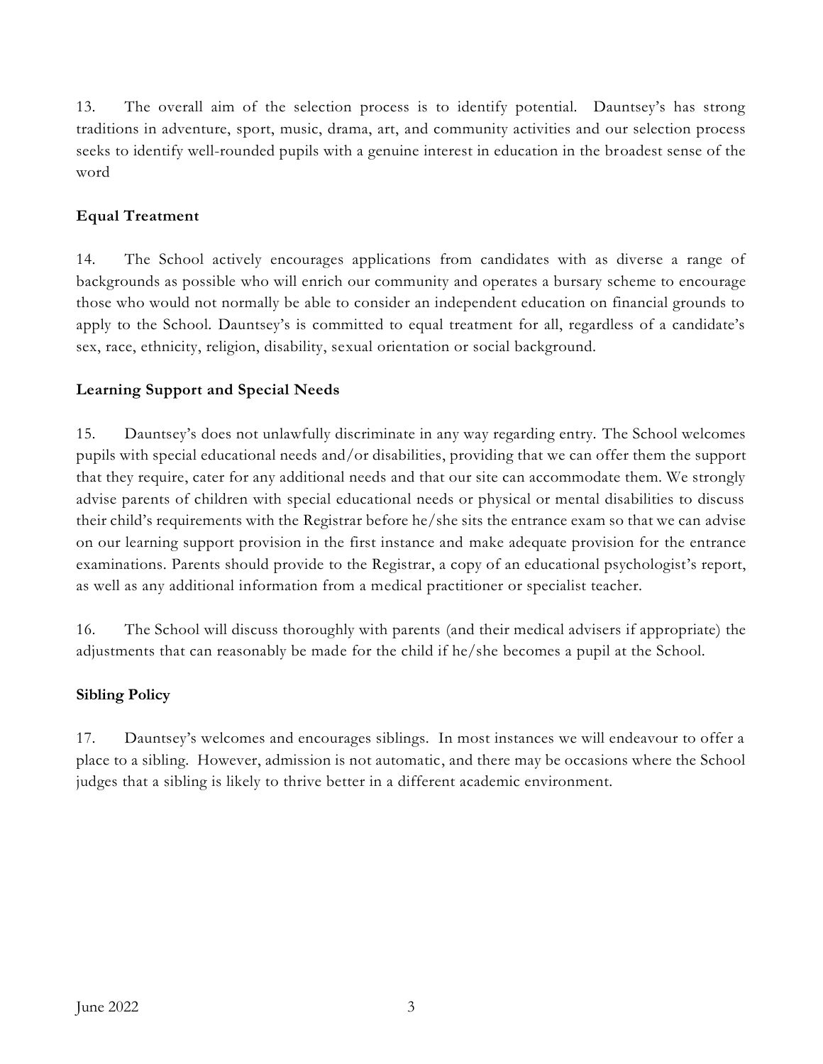13. The overall aim of the selection process is to identify potential. Dauntsey's has strong traditions in adventure, sport, music, drama, art, and community activities and our selection process seeks to identify well-rounded pupils with a genuine interest in education in the broadest sense of the word

**Equal Treatment**

14. The School actively encourages applications from candidates with as diverse a range of backgrounds as possible who will enrich our community and operates a bursary scheme to encourage those who would not normally be able to consider an independent education on financial grounds to apply to the School. Dauntsey's is committed to equal treatment for all, regardless of a candidate's sex, race, ethnicity, religion, disability, sexual orientation or social background.

**Learning Support and Special Needs**

15. Dauntsey's does not unlawfully discriminate in any way regarding entry. The School welcomes pupils with special educational needs and/or disabilities, providing that we can offer them the support that they require, cater for any additional needs and that our site can accommodate them. We strongly advise parents of children with special educational needs or physical or mental disabilities to discuss their child's requirements with the Registrar before he/she sits the entrance exam so that we can advise on our learning support provision in the first instance and make adequate provision for the entrance examinations. Parents should provide to the Registrar, a copy of an educational psychologist's report, as well as any additional information from a medical practitioner or specialist teacher.

16. The School will discuss thoroughly with parents (and their medical advisers if appropriate) the adjustments that can reasonably be made for the child if he/she becomes a pupil at the School.

**Sibling Policy**

17. Dauntsey's welcomes and encourages siblings. In most instances we will endeavour to offer a place to a sibling. However, admission is not automatic, and there may be occasions where the School judges that a sibling is likely to thrive better in a different academic environment.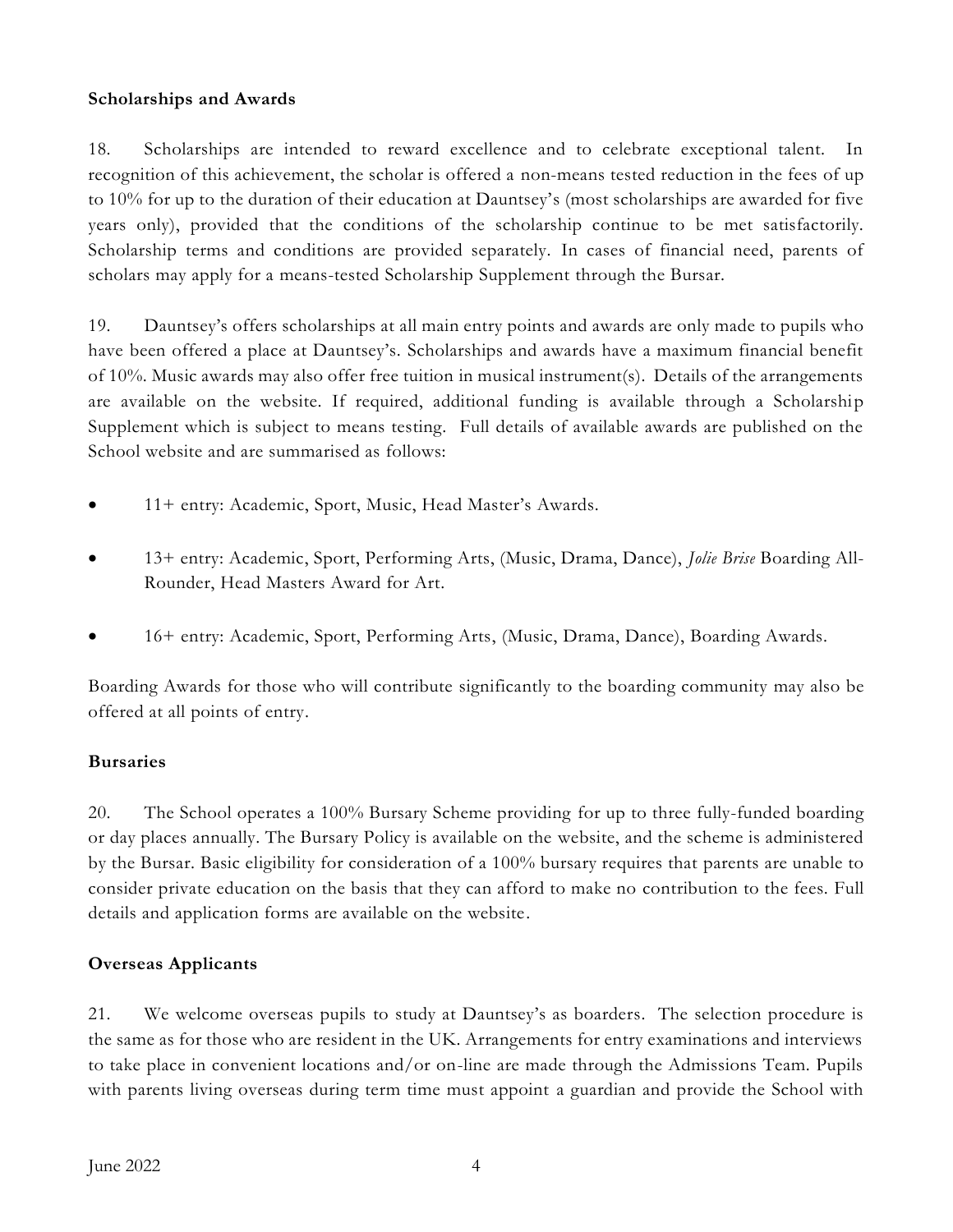**Scholarships and Awards**

18. Scholarships are intended to reward excellence and to celebrate exceptional talent. In recognition of this achievement, the scholar is offered a non-means tested reduction in the fees of up to 10% for up to the duration of their education at Dauntsey's (most scholarships are awarded for five years only), provided that the conditions of the scholarship continue to be met satisfactorily. Scholarship terms and conditions are provided separately. In cases of financial need, parents of scholars may apply for a means-tested Scholarship Supplement through the Bursar.

19. Dauntsey's offers scholarships at all main entry points and awards are only made to pupils who have been offered a place at Dauntsey's. Scholarships and awards have a maximum financial benefit of 10%. Music awards may also offer free tuition in musical instrument(s). Details of the arrangements are available on the website. If required, additional funding is available through a Scholarship Supplement which is subject to means testing. Full details of available awards are published on the School website and are summarised as follows:

- 11+ entry: Academic, Sport, Music, Head Master's Awards.
- 13+ entry: Academic, Sport, Performing Arts, (Music, Drama, Dance), *Jolie Brise* Boarding All-Rounder, Head Masters Award for Art.
- 16+ entry: Academic, Sport, Performing Arts, (Music, Drama, Dance), Boarding Awards.

Boarding Awards for those who will contribute significantly to the boarding community may also be offered at all points of entry.

**Bursaries**

20. The School operates a 100% Bursary Scheme providing for up to three fully-funded boarding or day places annually. The Bursary Policy is available on the website, and the scheme is administered by the Bursar. Basic eligibility for consideration of a 100% bursary requires that parents are unable to consider private education on the basis that they can afford to make no contribution to the fees. Full details and application forms are available on the website.

**Overseas Applicants**

21. We welcome overseas pupils to study at Dauntsey's as boarders. The selection procedure is the same as for those who are resident in the UK. Arrangements for entry examinations and interviews to take place in convenient locations and/or on-line are made through the Admissions Team. Pupils with parents living overseas during term time must appoint a guardian and provide the School with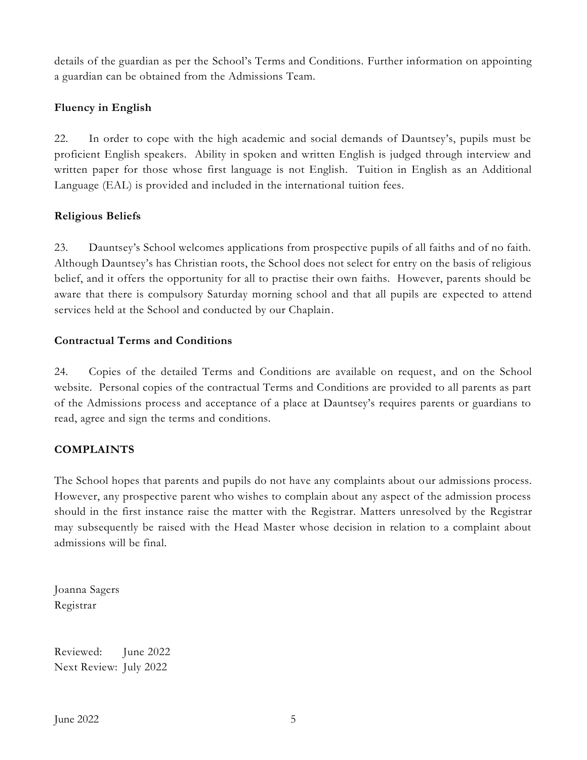details of the guardian as per the School's Terms and Conditions. Further information on appointing a guardian can be obtained from the Admissions Team.

**Fluency in English**

22. In order to cope with the high academic and social demands of Dauntsey's, pupils must be proficient English speakers. Ability in spoken and written English is judged through interview and written paper for those whose first language is not English. Tuition in English as an Additional Language (EAL) is provided and included in the international tuition fees.

**Religious Beliefs**

23. Dauntsey's School welcomes applications from prospective pupils of all faiths and of no faith. Although Dauntsey's has Christian roots, the School does not select for entry on the basis of religious belief, and it offers the opportunity for all to practise their own faiths. However, parents should be aware that there is compulsory Saturday morning school and that all pupils are expected to attend services held at the School and conducted by our Chaplain.

**Contractual Terms and Conditions**

24. Copies of the detailed Terms and Conditions are available on request, and on the School website. Personal copies of the contractual Terms and Conditions are provided to all parents as part of the Admissions process and acceptance of a place at Dauntsey's requires parents or guardians to read, agree and sign the terms and conditions.

**COMPLAINTS**

The School hopes that parents and pupils do not have any complaints about our admissions process. However, any prospective parent who wishes to complain about any aspect of the admission process should in the first instance raise the matter with the Registrar. Matters unresolved by the Registrar may subsequently be raised with the Head Master whose decision in relation to a complaint about admissions will be final.

Joanna Sagers
Registrar

Reviewed: June 2022
Next Review: July 2022